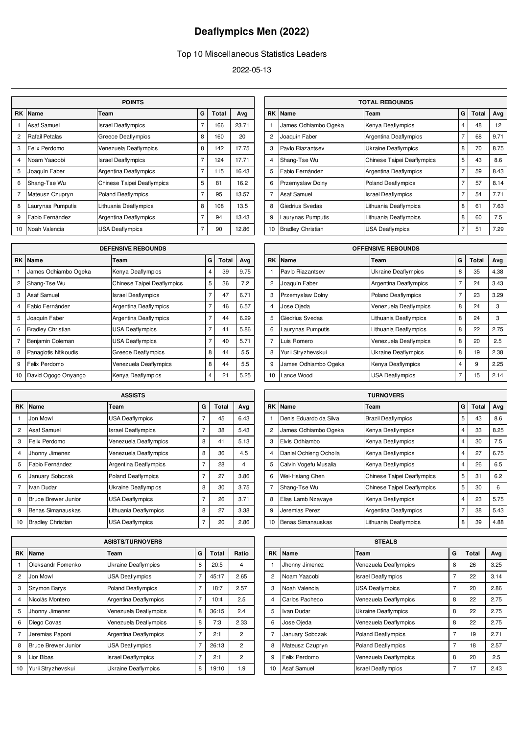# Deaflympics Men (2022)

Top 10 Miscellaneous Statistics Leaders

2022-05-13

| POINTS | | | | | |
|---|---|---|---|---|---|
| RK | Name | Team | G | Total | Avg |
| 1 | Asaf Samuel | Israel Deaflympics | 7 | 166 | 23.71 |
| 2 | Rafail Petalas | Greece Deaflympics | 8 | 160 | 20 |
| 3 | Felix Perdomo | Venezuela Deaflympics | 8 | 142 | 17.75 |
| 4 | Noam Yaacobi | Israel Deaflympics | 7 | 124 | 17.71 |
| 5 | Joaquín Faber | Argentina Deaflympics | 7 | 115 | 16.43 |
| 6 | Shang-Tse Wu | Chinese Taipei Deaflympics | 5 | 81 | 16.2 |
| 7 | Mateusz Czupryn | Poland Deaflympics | 7 | 95 | 13.57 |
| 8 | Laurynas Pumputis | Lithuania Deaflympics | 8 | 108 | 13.5 |
| 9 | Fabio Fernández | Argentina Deaflympics | 7 | 94 | 13.43 |
| 10 | Noah Valencia | USA Deaflympics | 7 | 90 | 12.86 |

| TOTAL REBOUNDS | | | | | |
|---|---|---|---|---|---|
| RK | Name | Team | G | Total | Avg |
| 1 | James Odhiambo Ogeka | Kenya Deaflympics | 4 | 48 | 12 |
| 2 | Joaquín Faber | Argentina Deaflympics | 7 | 68 | 9.71 |
| 3 | Pavlo Riazantsev | Ukraine Deaflympics | 8 | 70 | 8.75 |
| 4 | Shang-Tse Wu | Chinese Taipei Deaflympics | 5 | 43 | 8.6 |
| 5 | Fabio Fernández | Argentina Deaflympics | 7 | 59 | 8.43 |
| 6 | Przemyslaw Dolny | Poland Deaflympics | 7 | 57 | 8.14 |
| 7 | Asaf Samuel | Israel Deaflympics | 7 | 54 | 7.71 |
| 8 | Giedrius Svedas | Lithuania Deaflympics | 8 | 61 | 7.63 |
| 9 | Laurynas Pumputis | Lithuania Deaflympics | 8 | 60 | 7.5 |
| 10 | Bradley Christian | USA Deaflympics | 7 | 51 | 7.29 |

| DEFENSIVE REBOUNDS | | | | | |
|---|---|---|---|---|---|
| RK | Name | Team | G | Total | Avg |
| 1 | James Odhiambo Ogeka | Kenya Deaflympics | 4 | 39 | 9.75 |
| 2 | Shang-Tse Wu | Chinese Taipei Deaflympics | 5 | 36 | 7.2 |
| 3 | Asaf Samuel | Israel Deaflympics | 7 | 47 | 6.71 |
| 4 | Fabio Fernández | Argentina Deaflympics | 7 | 46 | 6.57 |
| 5 | Joaquín Faber | Argentina Deaflympics | 7 | 44 | 6.29 |
| 6 | Bradley Christian | USA Deaflympics | 7 | 41 | 5.86 |
| 7 | Benjamin Coleman | USA Deaflympics | 7 | 40 | 5.71 |
| 8 | Panagiotis Ntikoudis | Greece Deaflympics | 8 | 44 | 5.5 |
| 9 | Felix Perdomo | Venezuela Deaflympics | 8 | 44 | 5.5 |
| 10 | David Ogogo Onyango | Kenya Deaflympics | 4 | 21 | 5.25 |

| OFFENSIVE REBOUNDS | | | | | |
|---|---|---|---|---|---|
| RK | Name | Team | G | Total | Avg |
| 1 | Pavlo Riazantsev | Ukraine Deaflympics | 8 | 35 | 4.38 |
| 2 | Joaquín Faber | Argentina Deaflympics | 7 | 24 | 3.43 |
| 3 | Przemyslaw Dolny | Poland Deaflympics | 7 | 23 | 3.29 |
| 4 | Jose Ojeda | Venezuela Deaflympics | 8 | 24 | 3 |
| 5 | Giedrius Svedas | Lithuania Deaflympics | 8 | 24 | 3 |
| 6 | Laurynas Pumputis | Lithuania Deaflympics | 8 | 22 | 2.75 |
| 7 | Luis Romero | Venezuela Deaflympics | 8 | 20 | 2.5 |
| 8 | Yurii Stryzhevskui | Ukraine Deaflympics | 8 | 19 | 2.38 |
| 9 | James Odhiambo Ogeka | Kenya Deaflympics | 4 | 9 | 2.25 |
| 10 | Lance Wood | USA Deaflympics | 7 | 15 | 2.14 |

| ASSISTS | | | | | |
|---|---|---|---|---|---|
| RK | Name | Team | G | Total | Avg |
| 1 | Jon Mowl | USA Deaflympics | 7 | 45 | 6.43 |
| 2 | Asaf Samuel | Israel Deaflympics | 7 | 38 | 5.43 |
| 3 | Felix Perdomo | Venezuela Deaflympics | 8 | 41 | 5.13 |
| 4 | Jhonny Jimenez | Venezuela Deaflympics | 8 | 36 | 4.5 |
| 5 | Fabio Fernández | Argentina Deaflympics | 7 | 28 | 4 |
| 6 | January Sobczak | Poland Deaflympics | 7 | 27 | 3.86 |
| 7 | Ivan Dudar | Ukraine Deaflympics | 8 | 30 | 3.75 |
| 8 | Bruce Brewer Junior | USA Deaflympics | 7 | 26 | 3.71 |
| 9 | Benas Simanauskas | Lithuania Deaflympics | 8 | 27 | 3.38 |
| 10 | Bradley Christian | USA Deaflympics | 7 | 20 | 2.86 |

| TURNOVERS | | | | | |
|---|---|---|---|---|---|
| RK | Name | Team | G | Total | Avg |
| 1 | Denis Eduardo da Silva | Brazil Deaflympics | 5 | 43 | 8.6 |
| 2 | James Odhiambo Ogeka | Kenya Deaflympics | 4 | 33 | 8.25 |
| 3 | Elvis Odhiambo | Kenya Deaflympics | 4 | 30 | 7.5 |
| 4 | Daniel Ochieng Ocholla | Kenya Deaflympics | 4 | 27 | 6.75 |
| 5 | Calvin Vogefu Musalia | Kenya Deaflympics | 4 | 26 | 6.5 |
| 6 | Wei-Hsiang Chen | Chinese Taipei Deaflympics | 5 | 31 | 6.2 |
| 7 | Shang-Tse Wu | Chinese Taipei Deaflympics | 5 | 30 | 6 |
| 8 | Elias Lamb Nzavaye | Kenya Deaflympics | 4 | 23 | 5.75 |
| 9 | Jeremias Perez | Argentina Deaflympics | 7 | 38 | 5.43 |
| 10 | Benas Simanauskas | Lithuania Deaflympics | 8 | 39 | 4.88 |

| ASISTS/TURNOVERS | | | | | |
|---|---|---|---|---|---|
| RK | Name | Team | G | Total | Ratio |
| 1 | Oleksandr Fomenko | Ukraine Deaflympics | 8 | 20:5 | 4 |
| 2 | Jon Mowl | USA Deaflympics | 7 | 45:17 | 2.65 |
| 3 | Szymon Barys | Poland Deaflympics | 7 | 18:7 | 2.57 |
| 4 | Nicolás Montero | Argentina Deaflympics | 7 | 10:4 | 2.5 |
| 5 | Jhonny Jimenez | Venezuela Deaflympics | 8 | 36:15 | 2.4 |
| 6 | Diego Covas | Venezuela Deaflympics | 8 | 7:3 | 2.33 |
| 7 | Jeremias Paponi | Argentina Deaflympics | 7 | 2:1 | 2 |
| 8 | Bruce Brewer Junior | USA Deaflympics | 7 | 26:13 | 2 |
| 9 | Lior Bibas | Israel Deaflympics | 7 | 2:1 | 2 |
| 10 | Yurii Stryzhevskui | Ukraine Deaflympics | 8 | 19:10 | 1.9 |

| STEALS | | | | | |
|---|---|---|---|---|---|
| RK | Name | Team | G | Total | Avg |
| 1 | Jhonny Jimenez | Venezuela Deaflympics | 8 | 26 | 3.25 |
| 2 | Noam Yaacobi | Israel Deaflympics | 7 | 22 | 3.14 |
| 3 | Noah Valencia | USA Deaflympics | 7 | 20 | 2.86 |
| 4 | Carlos Pacheco | Venezuela Deaflympics | 8 | 22 | 2.75 |
| 5 | Ivan Dudar | Ukraine Deaflympics | 8 | 22 | 2.75 |
| 6 | Jose Ojeda | Venezuela Deaflympics | 8 | 22 | 2.75 |
| 7 | January Sobczak | Poland Deaflympics | 7 | 19 | 2.71 |
| 8 | Mateusz Czupryn | Poland Deaflympics | 7 | 18 | 2.57 |
| 9 | Felix Perdomo | Venezuela Deaflympics | 8 | 20 | 2.5 |
| 10 | Asaf Samuel | Israel Deaflympics | 7 | 17 | 2.43 |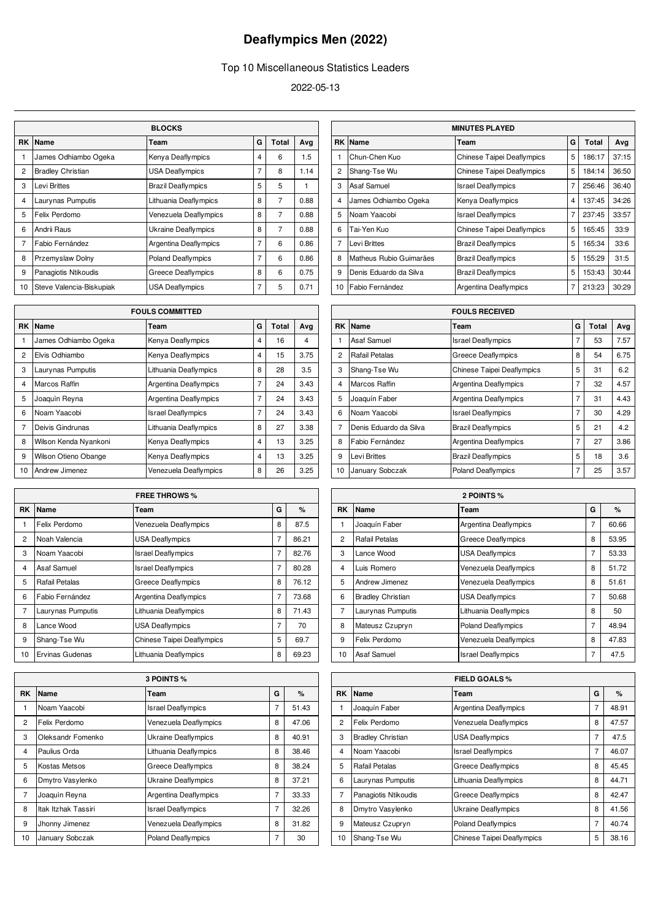# Deaflympics Men (2022)

Top 10 Miscellaneous Statistics Leaders

2022-05-13

| BLOCKS | | | | | |
|---|---|---|---|---|---|
| RK | Name | Team | G | Total | Avg |
| 1 | James Odhiambo Ogeka | Kenya Deaflympics | 4 | 6 | 1.5 |
| 2 | Bradley Christian | USA Deaflympics | 7 | 8 | 1.14 |
| 3 | Levi Brittes | Brazil Deaflympics | 5 | 5 | 1 |
| 4 | Laurynas Pumputis | Lithuania Deaflympics | 8 | 7 | 0.88 |
| 5 | Felix Perdomo | Venezuela Deaflympics | 8 | 7 | 0.88 |
| 6 | Andrii Raus | Ukraine Deaflympics | 8 | 7 | 0.88 |
| 7 | Fabio Fernández | Argentina Deaflympics | 7 | 6 | 0.86 |
| 8 | Przemyslaw Dolny | Poland Deaflympics | 7 | 6 | 0.86 |
| 9 | Panagiotis Ntikoudis | Greece Deaflympics | 8 | 6 | 0.75 |
| 10 | Steve Valencia-Biskupiak | USA Deaflympics | 7 | 5 | 0.71 |

| MINUTES PLAYED | | | | | |
|---|---|---|---|---|---|
| RK | Name | Team | G | Total | Avg |
| 1 | Chun-Chen Kuo | Chinese Taipei Deaflympics | 5 | 186:17 | 37:15 |
| 2 | Shang-Tse Wu | Chinese Taipei Deaflympics | 5 | 184:14 | 36:50 |
| 3 | Asaf Samuel | Israel Deaflympics | 7 | 256:46 | 36:40 |
| 4 | James Odhiambo Ogeka | Kenya Deaflympics | 4 | 137:45 | 34:26 |
| 5 | Noam Yaacobi | Israel Deaflympics | 7 | 237:45 | 33:57 |
| 6 | Tai-Yen Kuo | Chinese Taipei Deaflympics | 5 | 165:45 | 33:9 |
| 7 | Levi Brittes | Brazil Deaflympics | 5 | 165:34 | 33:6 |
| 8 | Matheus Rubio Guimarães | Brazil Deaflympics | 5 | 155:29 | 31:5 |
| 9 | Denis Eduardo da Silva | Brazil Deaflympics | 5 | 153:43 | 30:44 |
| 10 | Fabio Fernández | Argentina Deaflympics | 7 | 213:23 | 30:29 |

| FOULS COMMITTED | | | | | |
|---|---|---|---|---|---|
| RK | Name | Team | G | Total | Avg |
| 1 | James Odhiambo Ogeka | Kenya Deaflympics | 4 | 16 | 4 |
| 2 | Elvis Odhiambo | Kenya Deaflympics | 4 | 15 | 3.75 |
| 3 | Laurynas Pumputis | Lithuania Deaflympics | 8 | 28 | 3.5 |
| 4 | Marcos Raffin | Argentina Deaflympics | 7 | 24 | 3.43 |
| 5 | Joaquin Reyna | Argentina Deaflympics | 7 | 24 | 3.43 |
| 6 | Noam Yaacobi | Israel Deaflympics | 7 | 24 | 3.43 |
| 7 | Deivis Gindrunas | Lithuania Deaflympics | 8 | 27 | 3.38 |
| 8 | Wilson Kenda Nyankoni | Kenya Deaflympics | 4 | 13 | 3.25 |
| 9 | Wilson Otieno Obange | Kenya Deaflympics | 4 | 13 | 3.25 |
| 10 | Andrew Jimenez | Venezuela Deaflympics | 8 | 26 | 3.25 |

| FOULS RECEIVED | | | | | |
|---|---|---|---|---|---|
| RK | Name | Team | G | Total | Avg |
| 1 | Asaf Samuel | Israel Deaflympics | 7 | 53 | 7.57 |
| 2 | Rafail Petalas | Greece Deaflympics | 8 | 54 | 6.75 |
| 3 | Shang-Tse Wu | Chinese Taipei Deaflympics | 5 | 31 | 6.2 |
| 4 | Marcos Raffin | Argentina Deaflympics | 7 | 32 | 4.57 |
| 5 | Joaquín Faber | Argentina Deaflympics | 7 | 31 | 4.43 |
| 6 | Noam Yaacobi | Israel Deaflympics | 7 | 30 | 4.29 |
| 7 | Denis Eduardo da Silva | Brazil Deaflympics | 5 | 21 | 4.2 |
| 8 | Fabio Fernández | Argentina Deaflympics | 7 | 27 | 3.86 |
| 9 | Levi Brittes | Brazil Deaflympics | 5 | 18 | 3.6 |
| 10 | January Sobczak | Poland Deaflympics | 7 | 25 | 3.57 |

| FREE THROWS % | | | | |
|---|---|---|---|---|
| RK | Name | Team | G | % |
| 1 | Felix Perdomo | Venezuela Deaflympics | 8 | 87.5 |
| 2 | Noah Valencia | USA Deaflympics | 7 | 86.21 |
| 3 | Noam Yaacobi | Israel Deaflympics | 7 | 82.76 |
| 4 | Asaf Samuel | Israel Deaflympics | 7 | 80.28 |
| 5 | Rafail Petalas | Greece Deaflympics | 8 | 76.12 |
| 6 | Fabio Fernández | Argentina Deaflympics | 7 | 73.68 |
| 7 | Laurynas Pumputis | Lithuania Deaflympics | 8 | 71.43 |
| 8 | Lance Wood | USA Deaflympics | 7 | 70 |
| 9 | Shang-Tse Wu | Chinese Taipei Deaflympics | 5 | 69.7 |
| 10 | Ervinas Gudenas | Lithuania Deaflympics | 8 | 69.23 |

| 2 POINTS % | | | | |
|---|---|---|---|---|
| RK | Name | Team | G | % |
| 1 | Joaquín Faber | Argentina Deaflympics | 7 | 60.66 |
| 2 | Rafail Petalas | Greece Deaflympics | 8 | 53.95 |
| 3 | Lance Wood | USA Deaflympics | 7 | 53.33 |
| 4 | Luis Romero | Venezuela Deaflympics | 8 | 51.72 |
| 5 | Andrew Jimenez | Venezuela Deaflympics | 8 | 51.61 |
| 6 | Bradley Christian | USA Deaflympics | 7 | 50.68 |
| 7 | Laurynas Pumputis | Lithuania Deaflympics | 8 | 50 |
| 8 | Mateusz Czupryn | Poland Deaflympics | 7 | 48.94 |
| 9 | Felix Perdomo | Venezuela Deaflympics | 8 | 47.83 |
| 10 | Asaf Samuel | Israel Deaflympics | 7 | 47.5 |

| 3 POINTS % | | | | |
|---|---|---|---|---|
| RK | Name | Team | G | % |
| 1 | Noam Yaacobi | Israel Deaflympics | 7 | 51.43 |
| 2 | Felix Perdomo | Venezuela Deaflympics | 8 | 47.06 |
| 3 | Oleksandr Fomenko | Ukraine Deaflympics | 8 | 40.91 |
| 4 | Paulius Orda | Lithuania Deaflympics | 8 | 38.46 |
| 5 | Kostas Metsos | Greece Deaflympics | 8 | 38.24 |
| 6 | Dmytro Vasylenko | Ukraine Deaflympics | 8 | 37.21 |
| 7 | Joaquin Reyna | Argentina Deaflympics | 7 | 33.33 |
| 8 | Itak Itzhak Tassiri | Israel Deaflympics | 7 | 32.26 |
| 9 | Jhonny Jimenez | Venezuela Deaflympics | 8 | 31.82 |
| 10 | January Sobczak | Poland Deaflympics | 7 | 30 |

| FIELD GOALS % | | | | |
|---|---|---|---|---|
| RK | Name | Team | G | % |
| 1 | Joaquín Faber | Argentina Deaflympics | 7 | 48.91 |
| 2 | Felix Perdomo | Venezuela Deaflympics | 8 | 47.57 |
| 3 | Bradley Christian | USA Deaflympics | 7 | 47.5 |
| 4 | Noam Yaacobi | Israel Deaflympics | 7 | 46.07 |
| 5 | Rafail Petalas | Greece Deaflympics | 8 | 45.45 |
| 6 | Laurynas Pumputis | Lithuania Deaflympics | 8 | 44.71 |
| 7 | Panagiotis Ntikoudis | Greece Deaflympics | 8 | 42.47 |
| 8 | Dmytro Vasylenko | Ukraine Deaflympics | 8 | 41.56 |
| 9 | Mateusz Czupryn | Poland Deaflympics | 7 | 40.74 |
| 10 | Shang-Tse Wu | Chinese Taipei Deaflympics | 5 | 38.16 |